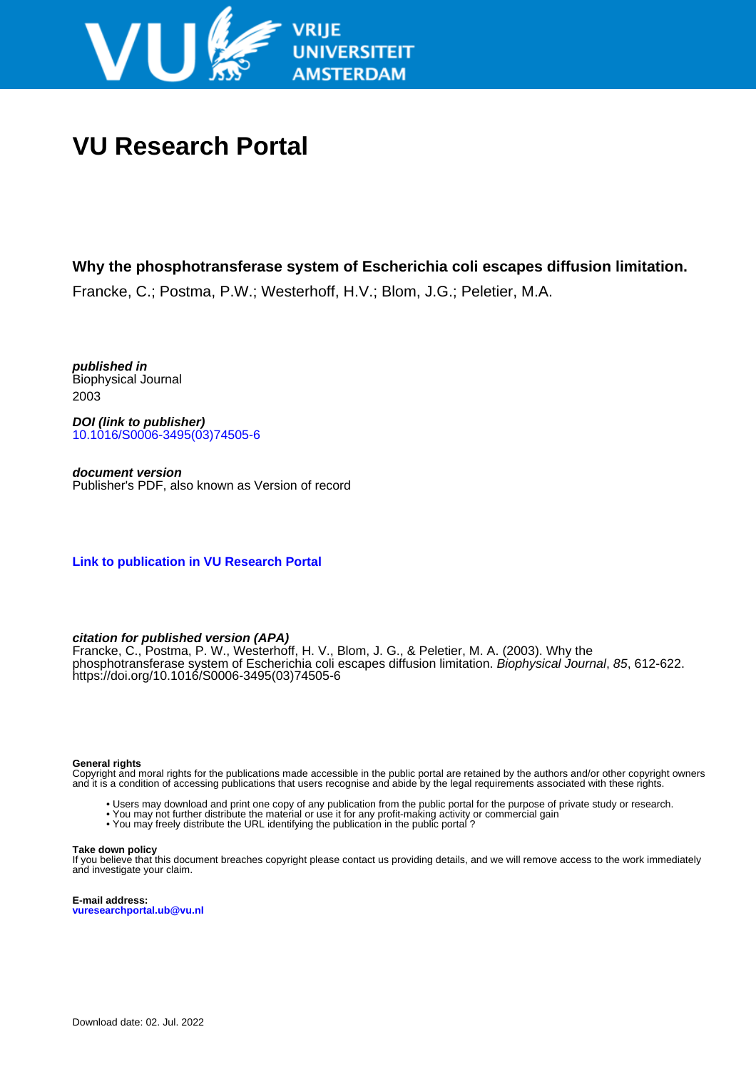VRIJE UNIVERSITEIT AMSTERDAM

# VU Research Portal

**Why the phosphotransferase system of Escherichia coli escapes diffusion limitation.**

Francke, C.; Postma, P.W.; Westerhoff, H.V.; Blom, J.G.; Peletier, M.A.

***published in***
Biophysical Journal
2003

***DOI (link to publisher)***
10.1016/S0006-3495(03)74505-6

***document version***
Publisher's PDF, also known as Version of record

**Link to publication in VU Research Portal**

***citation for published version (APA)***
Francke, C., Postma, P. W., Westerhoff, H. V., Blom, J. G., & Peletier, M. A. (2003). Why the phosphotransferase system of Escherichia coli escapes diffusion limitation. *Biophysical Journal*, *85*, 612-622. https://doi.org/10.1016/S0006-3495(03)74505-6

**General rights**
Copyright and moral rights for the publications made accessible in the public portal are retained by the authors and/or other copyright owners and it is a condition of accessing publications that users recognise and abide by the legal requirements associated with these rights.

- Users may download and print one copy of any publication from the public portal for the purpose of private study or research.
- You may not further distribute the material or use it for any profit-making activity or commercial gain
- You may freely distribute the URL identifying the publication in the public portal ?

**Take down policy**
If you believe that this document breaches copyright please contact us providing details, and we will remove access to the work immediately and investigate your claim.

**E-mail address:**
vuresearchportal.ub@vu.nl

Download date: 02. Jul. 2022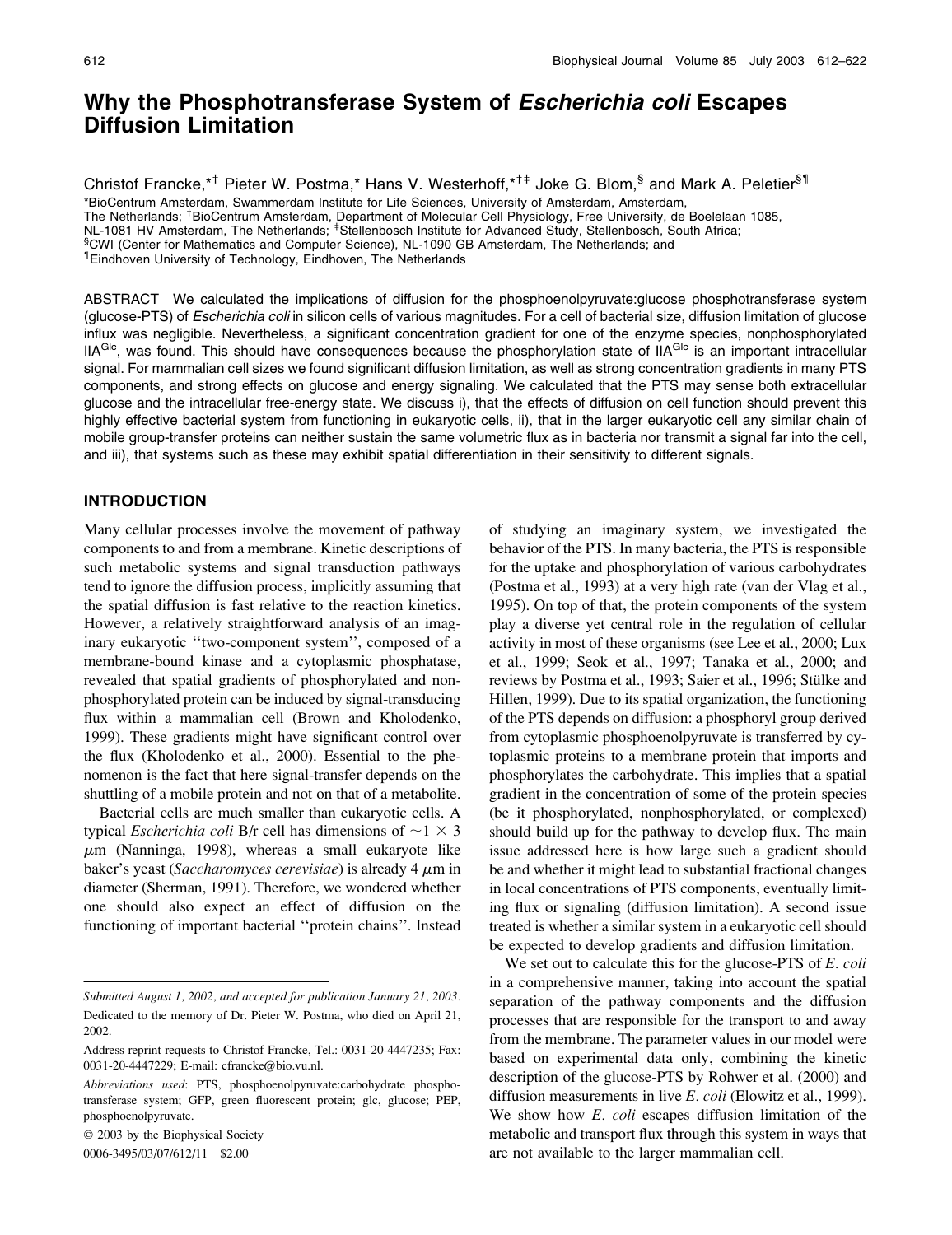# Why the Phosphotransferase System of *Escherichia coli* Escapes Diffusion Limitation

Christof Francke,*[†] Pieter W. Postma,* Hans V. Westerhoff,*[†‡] Joke G. Blom,[§] and Mark A. Peletier[§¶]

*BioCentrum Amsterdam, Swammerdam Institute for Life Sciences, University of Amsterdam, Amsterdam, The Netherlands; [†]BioCentrum Amsterdam, Department of Molecular Cell Physiology, Free University, de Boelelaan 1085, NL-1081 HV Amsterdam, The Netherlands; [‡]Stellenbosch Institute for Advanced Study, Stellenbosch, South Africa; [§]CWI (Center for Mathematics and Computer Science), NL-1090 GB Amsterdam, The Netherlands; and [¶]Eindhoven University of Technology, Eindhoven, The Netherlands

ABSTRACT We calculated the implications of diffusion for the phosphoenolpyruvate:glucose phosphotransferase system (glucose-PTS) of *Escherichia coli* in silicon cells of various magnitudes. For a cell of bacterial size, diffusion limitation of glucose influx was negligible. Nevertheless, a significant concentration gradient for one of the enzyme species, nonphosphorylated $IIA^{Glc}$, was found. This should have consequences because the phosphorylation state of $IIA^{Glc}$ is an important intracellular signal. For mammalian cell sizes we found significant diffusion limitation, as well as strong concentration gradients in many PTS components, and strong effects on glucose and energy signaling. We calculated that the PTS may sense both extracellular glucose and the intracellular free-energy state. We discuss i), that the effects of diffusion on cell function should prevent this highly effective bacterial system from functioning in eukaryotic cells, ii), that in the larger eukaryotic cell any similar chain of mobile group-transfer proteins can neither sustain the same volumetric flux as in bacteria nor transmit a signal far into the cell, and iii), that systems such as these may exhibit spatial differentiation in their sensitivity to different signals.

## INTRODUCTION

Many cellular processes involve the movement of pathway components to and from a membrane. Kinetic descriptions of such metabolic systems and signal transduction pathways tend to ignore the diffusion process, implicitly assuming that the spatial diffusion is fast relative to the reaction kinetics. However, a relatively straightforward analysis of an imaginary eukaryotic "two-component system", composed of a membrane-bound kinase and a cytoplasmic phosphatase, revealed that spatial gradients of phosphorylated and nonphosphorylated protein can be induced by signal-transducing flux within a mammalian cell (Brown and Kholodenko, 1999). These gradients might have significant control over the flux (Kholodenko et al., 2000). Essential to the phenomenon is the fact that here signal-transfer depends on the shuttling of a mobile protein and not on that of a metabolite.

Bacterial cells are much smaller than eukaryotic cells. A typical *Escherichia coli* B/r cell has dimensions of ~1 × 3 μm (Nanninga, 1998), whereas a small eukaryote like baker's yeast (*Saccharomyces cerevisiae*) is already 4 μm in diameter (Sherman, 1991). Therefore, we wondered whether one should also expect an effect of diffusion on the functioning of important bacterial "protein chains". Instead of studying an imaginary system, we investigated the behavior of the PTS. In many bacteria, the PTS is responsible for the uptake and phosphorylation of various carbohydrates (Postma et al., 1993) at a very high rate (van der Vlag et al., 1995). On top of that, the protein components of the system play a diverse yet central role in the regulation of cellular activity in most of these organisms (see Lee et al., 2000; Lux et al., 1999; Seok et al., 1997; Tanaka et al., 2000; and reviews by Postma et al., 1993; Saier et al., 1996; Stülke and Hillen, 1999). Due to its spatial organization, the functioning of the PTS depends on diffusion: a phosphoryl group derived from cytoplasmic phosphoenolpyruvate is transferred by cytoplasmic proteins to a membrane protein that imports and phosphorylates the carbohydrate. This implies that a spatial gradient in the concentration of some of the protein species (be it phosphorylated, nonphosphorylated, or complexed) should build up for the pathway to develop flux. The main issue addressed here is how large such a gradient should be and whether it might lead to substantial fractional changes in local concentrations of PTS components, eventually limiting flux or signaling (diffusion limitation). A second issue treated is whether a similar system in a eukaryotic cell should be expected to develop gradients and diffusion limitation.

We set out to calculate this for the glucose-PTS of *E. coli* in a comprehensive manner, taking into account the spatial separation of the pathway components and the diffusion processes that are responsible for the transport to and away from the membrane. The parameter values in our model were based on experimental data only, combining the kinetic description of the glucose-PTS by Rohwer et al. (2000) and diffusion measurements in live *E. coli* (Elowitz et al., 1999). We show how *E. coli* escapes diffusion limitation of the metabolic and transport flux through this system in ways that are not available to the larger mammalian cell.

---

*Submitted August 1, 2002, and accepted for publication January 21, 2003.*

Dedicated to the memory of Dr. Pieter W. Postma, who died on April 21, 2002.

Address reprint requests to Christof Francke, Tel.: 0031-20-4447235; Fax: 0031-20-4447229; E-mail: cfrancke@bio.vu.nl.

*Abbreviations used*: PTS, phosphoenolpyruvate:carbohydrate phosphotransferase system; GFP, green fluorescent protein; glc, glucose; PEP, phosphoenolpyruvate.

© 2003 by the Biophysical Society

0006-3495/03/07/612/11 $2.00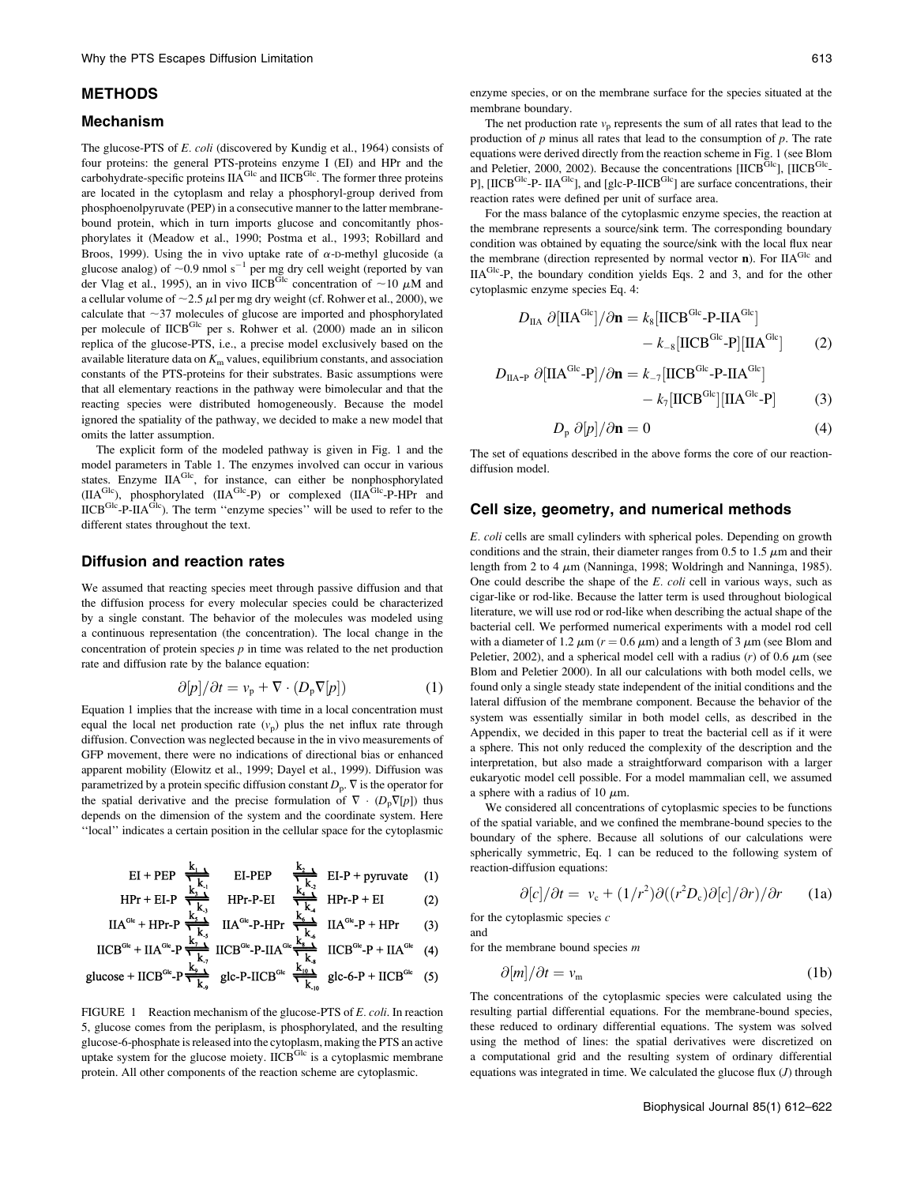## METHODS

### Mechanism

The glucose-PTS of *E. coli* (discovered by Kundig et al., 1964) consists of four proteins: the general PTS-proteins enzyme I (EI) and HPr and the carbohydrate-specific proteins $IIA^{Glc}$ and $IICB^{Glc}$. The former three proteins are located in the cytoplasm and relay a phosphoryl-group derived from phosphoenolpyruvate (PEP) in a consecutive manner to the latter membrane-bound protein, which in turn imports glucose and concomitantly phosphorylates it (Meadow et al., 1990; Postma et al., 1993; Robillard and Broos, 1999). Using the in vivo uptake rate of α-D-methyl glucoside (a glucose analog) of ~0.9 nmol $s^{-1}$ per mg dry cell weight (reported by van der Vlag et al., 1995), an in vivo $IICB^{Glc}$ concentration of ~10 μM and a cellular volume of ~2.5 μl per mg dry weight (cf. Rohwer et al., 2000), we calculate that ~37 molecules of glucose are imported and phosphorylated per molecule of $IICB^{Glc}$ per s. Rohwer et al. (2000) made an in silicon replica of the glucose-PTS, i.e., a precise model exclusively based on the available literature data on $K_m$ values, equilibrium constants, and association constants of the PTS-proteins for their substrates. Basic assumptions were that all elementary reactions in the pathway were bimolecular and that the reacting species were distributed homogeneously. Because the model ignored the spatiality of the pathway, we decided to make a new model that omits the latter assumption.

The explicit form of the modeled pathway is given in Fig. 1 and the model parameters in Table 1. The enzymes involved can occur in various states. Enzyme $IIA^{Glc}$, for instance, can either be nonphosphorylated ($IIA^{Glc}$), phosphorylated ($IIA^{Glc}$-P) or complexed ($IIA^{Glc}$-P-HPr and $IICB^{Glc}$-P-$IIA^{Glc}$). The term ''enzyme species'' will be used to refer to the different states throughout the text.

### Diffusion and reaction rates

We assumed that reacting species meet through passive diffusion and that the diffusion process for every molecular species could be characterized by a single constant. The behavior of the molecules was modeled using a continuous representation (the concentration). The local change in the concentration of protein species *p* in time was related to the net production rate and diffusion rate by the balance equation:

$$\partial[p]/\partial t = v_p + \nabla \cdot (D_p \nabla[p]) \qquad (1)$$

Equation 1 implies that the increase with time in a local concentration must equal the local net production rate ($v_p$) plus the net influx rate through diffusion. Convection was neglected because in the in vivo measurements of GFP movement, there were no indications of directional bias or enhanced apparent mobility (Elowitz et al., 1999; Dayel et al., 1999). Diffusion was parametrized by a protein specific diffusion constant $D_p$. ∇ is the operator for the spatial derivative and the precise formulation of $\nabla \cdot (D_p \nabla[p])$ thus depends on the dimension of the system and the coordinate system. Here ''local'' indicates a certain position in the cellular space for the cytoplasmic enzyme species, or on the membrane surface for the species situated at the membrane boundary.

$$\text{EI} + \text{PEP} \underset{k_{-1}}{\overset{k_1}{\rightleftharpoons}} \text{EI-PEP} \underset{k_{-2}}{\overset{k_2}{\rightleftharpoons}} \text{EI-P} + \text{pyruvate} \qquad (1)$$

$$\text{HPr} + \text{EI-P} \underset{k_{-3}}{\overset{k_3}{\rightleftharpoons}} \text{HPr-P-EI} \underset{k_{-4}}{\overset{k_4}{\rightleftharpoons}} \text{HPr-P} + \text{EI} \qquad (2)$$

$$\text{IIA}^{Glc} + \text{HPr-P} \underset{k_{-5}}{\overset{k_5}{\rightleftharpoons}} \text{IIA}^{Glc}\text{-P-HPr} \underset{k_{-6}}{\overset{k_6}{\rightleftharpoons}} \text{IIA}^{Glc}\text{-P} + \text{HPr} \qquad (3)$$

$$\text{IICB}^{Glc} + \text{IIA}^{Glc}\text{-P} \underset{k_{-7}}{\overset{k_7}{\rightleftharpoons}} \text{IICB}^{Glc}\text{-P-IIA}^{Glc} \underset{k_{-8}}{\overset{k_8}{\rightleftharpoons}} \text{IICB}^{Glc}\text{-P} + \text{IIA}^{Glc} \qquad (4)$$

$$\text{glucose} + \text{IICB}^{Glc}\text{-P} \underset{k_{-9}}{\overset{k_9}{\rightleftharpoons}} \text{glc-P-IICB}^{Glc} \underset{k_{-10}}{\overset{k_{10}}{\rightleftharpoons}} \text{glc-6-P} + \text{IICB}^{Glc} \qquad (5)$$

FIGURE 1 Reaction mechanism of the glucose-PTS of *E. coli*. In reaction 5, glucose comes from the periplasm, is phosphorylated, and the resulting glucose-6-phosphate is released into the cytoplasm, making the PTS an active uptake system for the glucose moiety. $IICB^{Glc}$ is a cytoplasmic membrane protein. All other components of the reaction scheme are cytoplasmic.

The net production rate $v_p$ represents the sum of all rates that lead to the production of *p* minus all rates that lead to the consumption of *p*. The rate equations were derived directly from the reaction scheme in Fig. 1 (see Blom and Peletier, 2000, 2002). Because the concentrations [$IICB^{Glc}$], [$IICB^{Glc}$-P], [$IICB^{Glc}$-P- $IIA^{Glc}$], and [glc-P-$IICB^{Glc}$] are surface concentrations, their reaction rates were defined per unit of surface area.

For the mass balance of the cytoplasmic enzyme species, the reaction at the membrane represents a source/sink term. The corresponding boundary condition was obtained by equating the source/sink with the local flux near the membrane (direction represented by normal vector **n**). For $IIA^{Glc}$ and $IIA^{Glc}$-P, the boundary condition yields Eqs. 2 and 3, and for the other cytoplasmic enzyme species Eq. 4:

$$D_{IIA}\ \partial[\text{IIA}^{Glc}]/\partial \mathbf{n} = k_8[\text{IICB}^{Glc}\text{-P-IIA}^{Glc}] - k_{-8}[\text{IICB}^{Glc}\text{-P}][\text{IIA}^{Glc}] \qquad (2)$$

$$D_{IIA\text{-}P}\ \partial[\text{IIA}^{Glc}\text{-P}]/\partial \mathbf{n} = k_{-7}[\text{IICB}^{Glc}\text{-P-IIA}^{Glc}] - k_7[\text{IICB}^{Glc}][\text{IIA}^{Glc}\text{-P}] \qquad (3)$$

$$D_p\ \partial[p]/\partial \mathbf{n} = 0 \qquad (4)$$

The set of equations described in the above forms the core of our reaction-diffusion model.

### Cell size, geometry, and numerical methods

*E. coli* cells are small cylinders with spherical poles. Depending on growth conditions and the strain, their diameter ranges from 0.5 to 1.5 μm and their length from 2 to 4 μm (Nanninga, 1998; Woldringh and Nanninga, 1985). One could describe the shape of the *E. coli* cell in various ways, such as cigar-like or rod-like. Because the latter term is used throughout biological literature, we will use rod or rod-like when describing the actual shape of the bacterial cell. We performed numerical experiments with a model rod cell with a diameter of 1.2 μm ($r$ = 0.6 μm) and a length of 3 μm (see Blom and Peletier, 2002), and a spherical model cell with a radius ($r$) of 0.6 μm (see Blom and Peletier 2000). In all our calculations with both model cells, we found only a single steady state independent of the initial conditions and the lateral diffusion of the membrane component. Because the behavior of the system was essentially similar in both model cells, as described in the Appendix, we decided in this paper to treat the bacterial cell as if it were a sphere. This not only reduced the complexity of the description and the interpretation, but also made a straightforward comparison with a larger eukaryotic model cell possible. For a model mammalian cell, we assumed a sphere with a radius of 10 μm.

We considered all concentrations of cytoplasmic species to be functions of the spatial variable, and we confined the membrane-bound species to the boundary of the sphere. Because all solutions of our calculations were spherically symmetric, Eq. 1 can be reduced to the following system of reaction-diffusion equations:

$$\partial[c]/\partial t = v_c + (1/r^2)\partial((r^2 D_c)\partial[c]/\partial r)/\partial r \qquad (1a)$$

for the cytoplasmic species *c*

and

for the membrane bound species *m*

$$\partial[m]/\partial t = v_m \qquad (1b)$$

The concentrations of the cytoplasmic species were calculated using the resulting partial differential equations. For the membrane-bound species, these reduced to ordinary differential equations. The system was solved using the method of lines: the spatial derivatives were discretized on a computational grid and the resulting system of ordinary differential equations was integrated in time. We calculated the glucose flux ($J$) through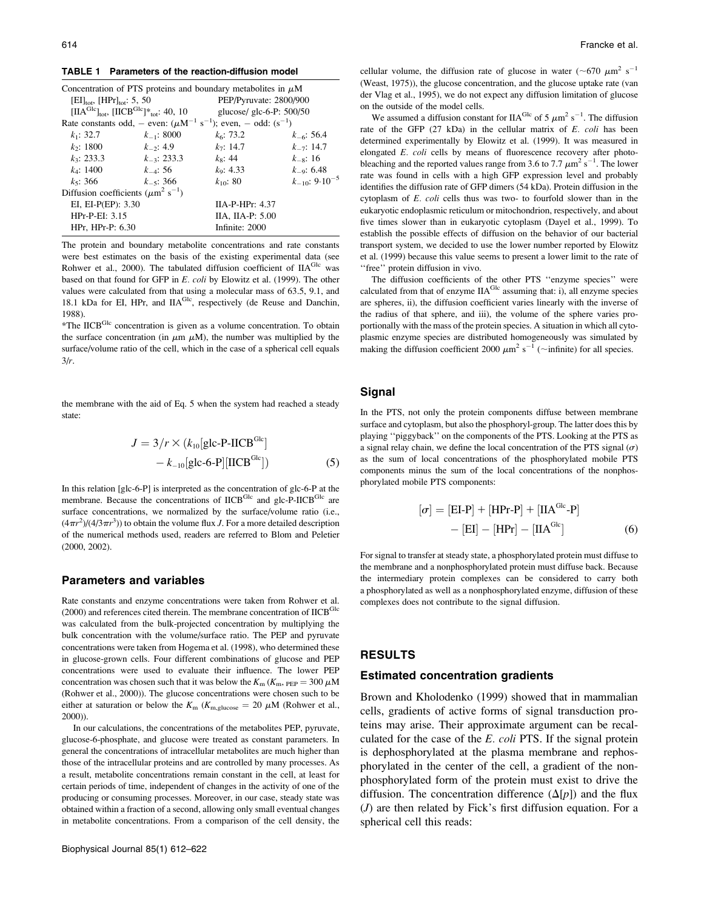**TABLE 1 Parameters of the reaction-diffusion model**

| Concentration of PTS proteins and boundary metabolites in $\mu$M | | | |
|---|---|---|---|
| $[\text{EI}]_{\text{tot}}$, $[\text{HPr}]_{\text{tot}}$: 5, 50 | | PEP/Pyruvate: 2800/900 | |
| $[\text{IIA}^{\text{Glc}}]_{\text{tot}}$, $[\text{IICB}^{\text{Glc}}]^*_{\text{tot}}$: 40, 10 | | glucose/ glc-6-P: 500/50 | |
| Rate constants odd, − even: ($\mu\text{M}^{-1}$ $\text{s}^{-1}$); even, − odd: ($\text{s}^{-1}$) | | | |
| $k_1$: 32.7 | $k_{-1}$: 8000 | $k_6$: 73.2 | $k_{-6}$: 56.4 |
| $k_2$: 1800 | $k_{-2}$: 4.9 | $k_7$: 14.7 | $k_{-7}$: 14.7 |
| $k_3$: 233.3 | $k_{-3}$: 233.3 | $k_8$: 44 | $k_{-8}$: 16 |
| $k_4$: 1400 | $k_{-4}$: 56 | $k_9$: 4.33 | $k_{-9}$: 6.48 |
| $k_5$: 366 | $k_{-5}$: 366 | $k_{10}$: 80 | $k_{-10}$: $9\cdot10^{-5}$ |
| Diffusion coefficients ($\mu\text{m}^2$ $\text{s}^{-1}$) | | | |
| EI, EI-P(EP): 3.30 | | IIA-P-HPr: 4.37 | |
| HPr-P-EI: 3.15 | | IIA, IIA-P: 5.00 | |
| HPr, HPr-P: 6.30 | | Infinite: 2000 | |

The protein and boundary metabolite concentrations and rate constants were best estimates on the basis of the existing experimental data (see Rohwer et al., 2000). The tabulated diffusion coefficient of $\text{IIA}^{\text{Glc}}$ was based on that found for GFP in *E. coli* by Elowitz et al. (1999). The other values were calculated from that using a molecular mass of 63.5, 9.1, and 18.1 kDa for EI, HPr, and $\text{IIA}^{\text{Glc}}$, respectively (de Reuse and Danchin, 1988).

*The $\text{IICB}^{\text{Glc}}$ concentration is given as a volume concentration. To obtain the surface concentration (in $\mu$m $\mu$M), the number was multiplied by the surface/volume ratio of the cell, which in the case of a spherical cell equals $3/r$.

the membrane with the aid of Eq. 5 when the system had reached a steady state:

$$J = 3/r \times (k_{10}[\text{glc-P-IICB}^{\text{Glc}}] - k_{-10}[\text{glc-6-P}][\text{IICB}^{\text{Glc}}]) \quad (5)$$

In this relation [glc-6-P] is interpreted as the concentration of glc-6-P at the membrane. Because the concentrations of $\text{IICB}^{\text{Glc}}$ and glc-P-$\text{IICB}^{\text{Glc}}$ are surface concentrations, we normalized by the surface/volume ratio (i.e., $(4\pi r^2)/(4/3\pi r^3)$) to obtain the volume flux $J$. For a more detailed description of the numerical methods used, readers are referred to Blom and Peletier (2000, 2002).

## Parameters and variables

Rate constants and enzyme concentrations were taken from Rohwer et al. (2000) and references cited therein. The membrane concentration of $\text{IICB}^{\text{Glc}}$ was calculated from the bulk-projected concentration by multiplying the bulk concentration with the volume/surface ratio. The PEP and pyruvate concentrations were taken from Hogema et al. (1998), who determined these in glucose-grown cells. Four different combinations of glucose and PEP concentrations were used to evaluate their influence. The lower PEP concentration was chosen such that it was below the $K_{\text{m}}$ ($K_{\text{m, PEP}} = 300$ $\mu$M (Rohwer et al., 2000)). The glucose concentrations were chosen such to be either at saturation or below the $K_{\text{m}}$ ($K_{\text{m,glucose}} = 20$ $\mu$M (Rohwer et al., 2000)).

In our calculations, the concentrations of the metabolites PEP, pyruvate, glucose-6-phosphate, and glucose were treated as constant parameters. In general the concentrations of intracellular metabolites are much higher than those of the intracellular proteins and are controlled by many processes. As a result, metabolite concentrations remain constant in the cell, at least for certain periods of time, independent of changes in the activity of one of the producing or consuming processes. Moreover, in our case, steady state was obtained within a fraction of a second, allowing only small eventual changes in metabolite concentrations. From a comparison of the cell density, the cellular volume, the diffusion rate of glucose in water (~670 $\mu\text{m}^2$ $\text{s}^{-1}$ (Weast, 1975)), the glucose concentration, and the glucose uptake rate (van der Vlag et al., 1995), we do not expect any diffusion limitation of glucose on the outside of the model cells.

We assumed a diffusion constant for $\text{IIA}^{\text{Glc}}$ of 5 $\mu\text{m}^2$ $\text{s}^{-1}$. The diffusion rate of the GFP (27 kDa) in the cellular matrix of *E. coli* has been determined experimentally by Elowitz et al. (1999). It was measured in elongated *E. coli* cells by means of fluorescence recovery after photobleaching and the reported values range from 3.6 to 7.7 $\mu\text{m}^2$ $\text{s}^{-1}$. The lower rate was found in cells with a high GFP expression level and probably identifies the diffusion rate of GFP dimers (54 kDa). Protein diffusion in the cytoplasm of *E. coli* cells thus was two- to fourfold slower than in the eukaryotic endoplasmic reticulum or mitochondrion, respectively, and about five times slower than in eukaryotic cytoplasm (Dayel et al., 1999). To establish the possible effects of diffusion on the behavior of our bacterial transport system, we decided to use the lower number reported by Elowitz et al. (1999) because this value seems to present a lower limit to the rate of "free" protein diffusion in vivo.

The diffusion coefficients of the other PTS "enzyme species" were calculated from that of enzyme $\text{IIA}^{\text{Glc}}$ assuming that: i), all enzyme species are spheres, ii), the diffusion coefficient varies linearly with the inverse of the radius of that sphere, and iii), the volume of the sphere varies proportionally with the mass of the protein species. A situation in which all cytoplasmic enzyme species are distributed homogeneously was simulated by making the diffusion coefficient 2000 $\mu\text{m}^2$ $\text{s}^{-1}$ (~infinite) for all species.

## Signal

In the PTS, not only the protein components diffuse between membrane surface and cytoplasm, but also the phosphoryl-group. The latter does this by playing "piggyback" on the components of the PTS. Looking at the PTS as a signal relay chain, we define the local concentration of the PTS signal ($\sigma$) as the sum of local concentrations of the phosphorylated mobile PTS components minus the sum of the local concentrations of the nonphosphorylated mobile PTS components:

$$[\sigma] = [\text{EI-P}] + [\text{HPr-P}] + [\text{IIA}^{\text{Glc}}\text{-P}] - [\text{EI}] - [\text{HPr}] - [\text{IIA}^{\text{Glc}}] \quad (6)$$

For signal to transfer at steady state, a phosphorylated protein must diffuse to the membrane and a nonphosphorylated protein must diffuse back. Because the intermediary protein complexes can be considered to carry both a phosphorylated as well as a nonphosphorylated enzyme, diffusion of these complexes does not contribute to the signal diffusion.

## RESULTS

### Estimated concentration gradients

Brown and Kholodenko (1999) showed that in mammalian cells, gradients of active forms of signal transduction proteins may arise. Their approximate argument can be recalculated for the case of the *E. coli* PTS. If the signal protein is dephosphorylated at the plasma membrane and rephosphorylated in the center of the cell, a gradient of the nonphosphorylated form of the protein must exist to drive the diffusion. The concentration difference ($\Delta[p]$) and the flux ($J$) are then related by Fick's first diffusion equation. For a spherical cell this reads: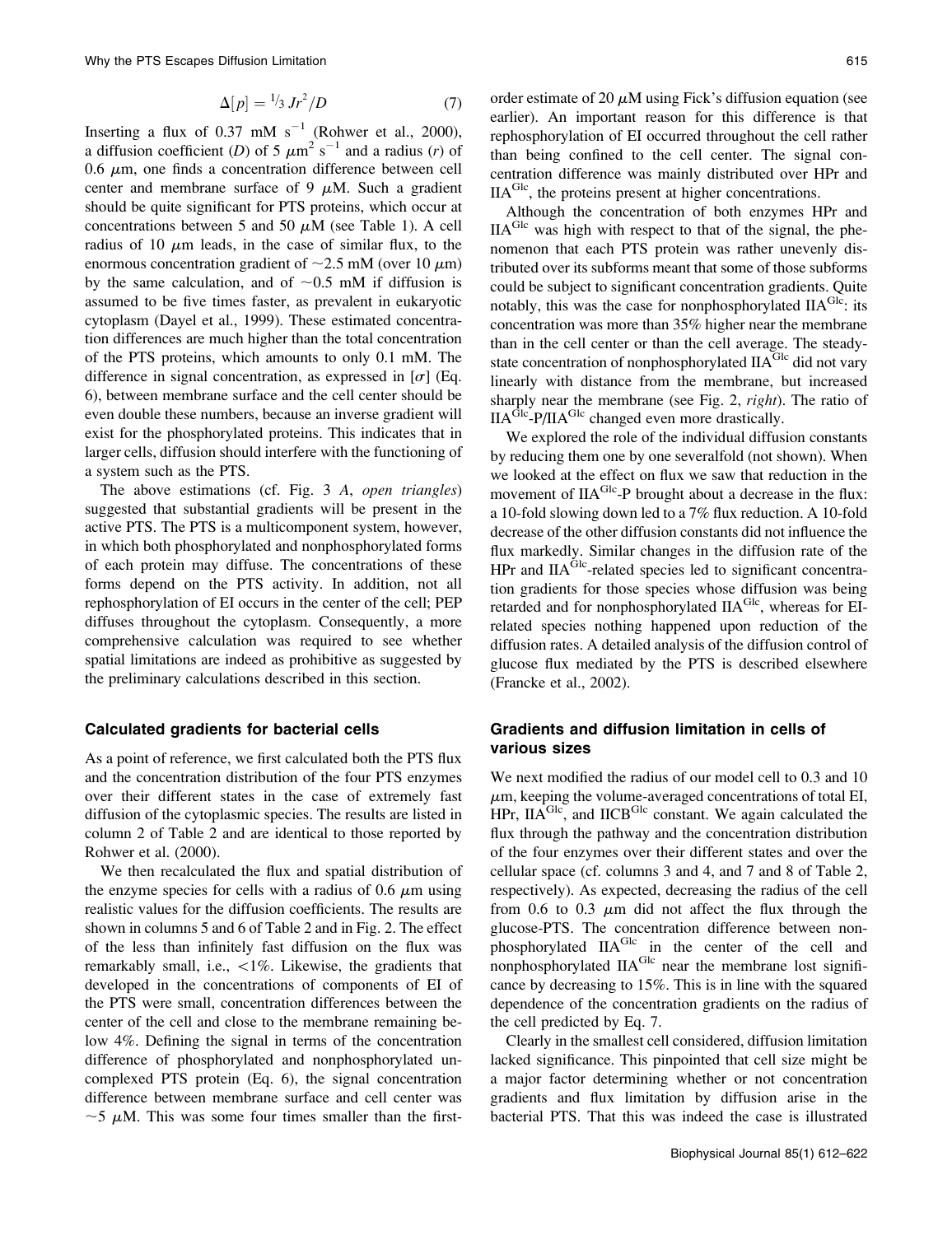$$\Delta[p] = {}^{1}\!/_{3}\, Jr^2/D \tag{7}$$

Inserting a flux of 0.37 mM $s^{-1}$ (Rohwer et al., 2000), a diffusion coefficient ($D$) of 5 $\mu m^2\ s^{-1}$ and a radius ($r$) of 0.6 $\mu$m, one finds a concentration difference between cell center and membrane surface of 9 $\mu$M. Such a gradient should be quite significant for PTS proteins, which occur at concentrations between 5 and 50 $\mu$M (see Table 1). A cell radius of 10 $\mu$m leads, in the case of similar flux, to the enormous concentration gradient of ~2.5 mM (over 10 $\mu$m) by the same calculation, and of ~0.5 mM if diffusion is assumed to be five times faster, as prevalent in eukaryotic cytoplasm (Dayel et al., 1999). These estimated concentration differences are much higher than the total concentration of the PTS proteins, which amounts to only 0.1 mM. The difference in signal concentration, as expressed in [$\sigma$] (Eq. 6), between membrane surface and the cell center should be even double these numbers, because an inverse gradient will exist for the phosphorylated proteins. This indicates that in larger cells, diffusion should interfere with the functioning of a system such as the PTS.

The above estimations (cf. Fig. 3 *A*, *open triangles*) suggested that substantial gradients will be present in the active PTS. The PTS is a multicomponent system, however, in which both phosphorylated and nonphosphorylated forms of each protein may diffuse. The concentrations of these forms depend on the PTS activity. In addition, not all rephosphorylation of EI occurs in the center of the cell; PEP diffuses throughout the cytoplasm. Consequently, a more comprehensive calculation was required to see whether spatial limitations are indeed as prohibitive as suggested by the preliminary calculations described in this section.

## Calculated gradients for bacterial cells

As a point of reference, we first calculated both the PTS flux and the concentration distribution of the four PTS enzymes over their different states in the case of extremely fast diffusion of the cytoplasmic species. The results are listed in column 2 of Table 2 and are identical to those reported by Rohwer et al. (2000).

We then recalculated the flux and spatial distribution of the enzyme species for cells with a radius of 0.6 $\mu$m using realistic values for the diffusion coefficients. The results are shown in columns 5 and 6 of Table 2 and in Fig. 2. The effect of the less than infinitely fast diffusion on the flux was remarkably small, i.e., <1%. Likewise, the gradients that developed in the concentrations of components of EI of the PTS were small, concentration differences between the center of the cell and close to the membrane remaining below 4%. Defining the signal in terms of the concentration difference of phosphorylated and nonphosphorylated uncomplexed PTS protein (Eq. 6), the signal concentration difference between membrane surface and cell center was ~5 $\mu$M. This was some four times smaller than the first-order estimate of 20 $\mu$M using Fick's diffusion equation (see earlier). An important reason for this difference is that rephosphorylation of EI occurred throughout the cell rather than being confined to the cell center. The signal concentration difference was mainly distributed over HPr and $IIA^{Glc}$, the proteins present at higher concentrations.

Although the concentration of both enzymes HPr and $IIA^{Glc}$ was high with respect to that of the signal, the phenomenon that each PTS protein was rather unevenly distributed over its subforms meant that some of those subforms could be subject to significant concentration gradients. Quite notably, this was the case for nonphosphorylated $IIA^{Glc}$: its concentration was more than 35% higher near the membrane than in the cell center or than the cell average. The steady-state concentration of nonphosphorylated $IIA^{Glc}$ did not vary linearly with distance from the membrane, but increased sharply near the membrane (see Fig. 2, *right*). The ratio of $IIA^{Glc}$-P/$IIA^{Glc}$ changed even more drastically.

We explored the role of the individual diffusion constants by reducing them one by one severalfold (not shown). When we looked at the effect on flux we saw that reduction in the movement of $IIA^{Glc}$-P brought about a decrease in the flux: a 10-fold slowing down led to a 7% flux reduction. A 10-fold decrease of the other diffusion constants did not influence the flux markedly. Similar changes in the diffusion rate of the HPr and $IIA^{Glc}$-related species led to significant concentration gradients for those species whose diffusion was being retarded and for nonphosphorylated $IIA^{Glc}$, whereas for EI-related species nothing happened upon reduction of the diffusion rates. A detailed analysis of the diffusion control of glucose flux mediated by the PTS is described elsewhere (Francke et al., 2002).

## Gradients and diffusion limitation in cells of various sizes

We next modified the radius of our model cell to 0.3 and 10 $\mu$m, keeping the volume-averaged concentrations of total EI, HPr, $IIA^{Glc}$, and $IICB^{Glc}$ constant. We again calculated the flux through the pathway and the concentration distribution of the four enzymes over their different states and over the cellular space (cf. columns 3 and 4, and 7 and 8 of Table 2, respectively). As expected, decreasing the radius of the cell from 0.6 to 0.3 $\mu$m did not affect the flux through the glucose-PTS. The concentration difference between nonphosphorylated $IIA^{Glc}$ in the center of the cell and nonphosphorylated $IIA^{Glc}$ near the membrane lost significance by decreasing to 15%. This is in line with the squared dependence of the concentration gradients on the radius of the cell predicted by Eq. 7.

Clearly in the smallest cell considered, diffusion limitation lacked significance. This pinpointed that cell size might be a major factor determining whether or not concentration gradients and flux limitation by diffusion arise in the bacterial PTS. That this was indeed the case is illustrated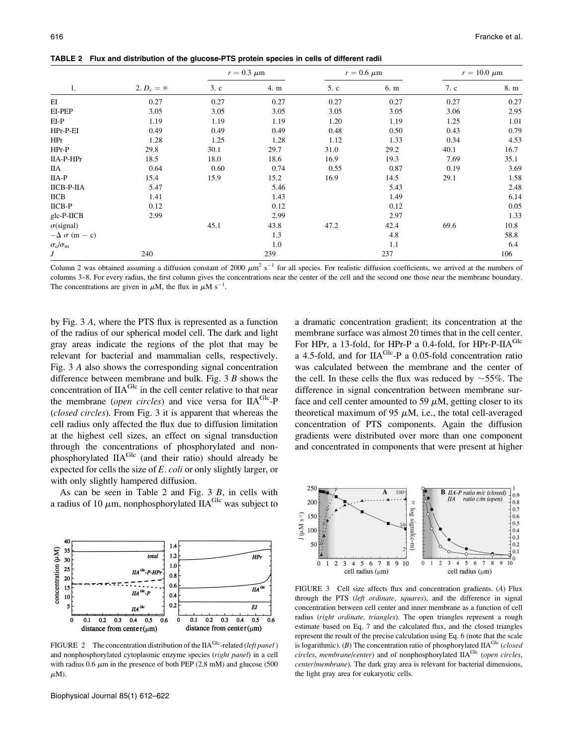**TABLE 2 Flux and distribution of the glucose-PTS protein species in cells of different radii**

| 1. | 2. $D_c = \infty$ | $r = 0.3$ μm 3. c | $r = 0.3$ μm 4. m | $r = 0.6$ μm 5. c | $r = 0.6$ μm 6. m | $r = 10.0$ μm 7. c | $r = 10.0$ μm 8. m |
|---|---|---|---|---|---|---|---|
| EI | 0.27 | 0.27 | 0.27 | 0.27 | 0.27 | 0.27 | 0.27 |
| EI-PEP | 3.05 | 3.05 | 3.05 | 3.05 | 3.05 | 3.06 | 2.95 |
| EI-P | 1.19 | 1.19 | 1.19 | 1.20 | 1.19 | 1.25 | 1.01 |
| HPr-P-EI | 0.49 | 0.49 | 0.49 | 0.48 | 0.50 | 0.43 | 0.79 |
| HPr | 1.28 | 1.25 | 1.28 | 1.12 | 1.33 | 0.34 | 4.53 |
| HPr-P | 29.8 | 30.1 | 29.7 | 31.0 | 29.2 | 40.1 | 16.7 |
| IIA-P-HPr | 18.5 | 18.0 | 18.6 | 16.9 | 19.3 | 7.69 | 35.1 |
| IIA | 0.64 | 0.60 | 0.74 | 0.55 | 0.87 | 0.19 | 3.69 |
| IIA-P | 15.4 | 15.9 | 15.2 | 16.9 | 14.5 | 29.1 | 1.58 |
| IICB-P-IIA | 5.47 | | 5.46 | | 5.43 | | 2.48 |
| IICB | 1.41 | | 1.43 | | 1.49 | | 6.14 |
| IICB-P | 0.12 | | 0.12 | | 0.12 | | 0.05 |
| glc-P-IICB | 2.99 | | 2.99 | | 2.97 | | 1.33 |
| $\sigma$(signal) | | 45.1 | 43.8 | 47.2 | 42.4 | 69.6 | 10.8 |
| $-\Delta\ \sigma$ (m − c) | | | 1.3 | | 4.8 | | 58.8 |
| $\sigma_c/\sigma_m$ | | | 1.0 | | 1.1 | | 6.4 |
| $J$ | 240 | | 239 | | 237 | | 106 |

Column 2 was obtained assuming a diffusion constant of 2000 $\mu m^2\ s^{-1}$ for all species. For realistic diffusion coefficients, we arrived at the numbers of columns 3–8. For every radius, the first column gives the concentrations near the center of the cell and the second one those near the membrane boundary. The concentrations are given in μM, the flux in μM $s^{-1}$.

by Fig. 3 *A*, where the PTS flux is represented as a function of the radius of our spherical model cell. The dark and light gray areas indicate the regions of the plot that may be relevant for bacterial and mammalian cells, respectively. Fig. 3 *A* also shows the corresponding signal concentration difference between membrane and bulk. Fig. 3 *B* shows the concentration of $IIA^{Glc}$ in the cell center relative to that near the membrane (*open circles*) and vice versa for $IIA^{Glc}$-P (*closed circles*). From Fig. 3 it is apparent that whereas the cell radius only affected the flux due to diffusion limitation at the highest cell sizes, an effect on signal transduction through the concentrations of phosphorylated and nonphosphorylated $IIA^{Glc}$ (and their ratio) should already be expected for cells the size of *E. coli* or only slightly larger, or with only slightly hampered diffusion.

As can be seen in Table 2 and Fig. 3 *B*, in cells with a radius of 10 μm, nonphosphorylated $IIA^{Glc}$ was subject to a dramatic concentration gradient; its concentration at the membrane surface was almost 20 times that in the cell center. For HPr, a 13-fold, for HPr-P a 0.4-fold, for HPr-P-$IIA^{Glc}$ a 4.5-fold, and for $IIA^{Glc}$-P a 0.05-fold concentration ratio was calculated between the membrane and the center of the cell. In these cells the flux was reduced by ~55%. The difference in signal concentration between membrane surface and cell center amounted to 59 μM, getting closer to its theoretical maximum of 95 μM, i.e., the total cell-averaged concentration of PTS components. Again the diffusion gradients were distributed over more than one component and concentrated in components that were present at higher

FIGURE 2 The concentration distribution of the $IIA^{Glc}$-related (*left panel*) and nonphosphorylated cytoplasmic enzyme species (*right panel*) in a cell with radius 0.6 μm in the presence of both PEP (2.8 mM) and glucose (500 μM).

FIGURE 3 Cell size affects flux and concentration gradients. (*A*) Flux through the PTS (*left ordinate*, *squares*), and the difference in signal concentration between cell center and inner membrane as a function of cell radius (*right ordinate*, *triangles*). The open triangles represent a rough estimate based on Eq. 7 and the calculated flux, and the closed triangles represent the result of the precise calculation using Eq. 6 (note that the scale is logarithmic). (*B*) The concentration ratio of phosphorylated $IIA^{Glc}$ (*closed circles*, *membrane/center*) and of nonphosphorylated $IIA^{Glc}$ (*open circles*, *center/membrane*). The dark gray area is relevant for bacterial dimensions, the light gray area for eukaryotic cells.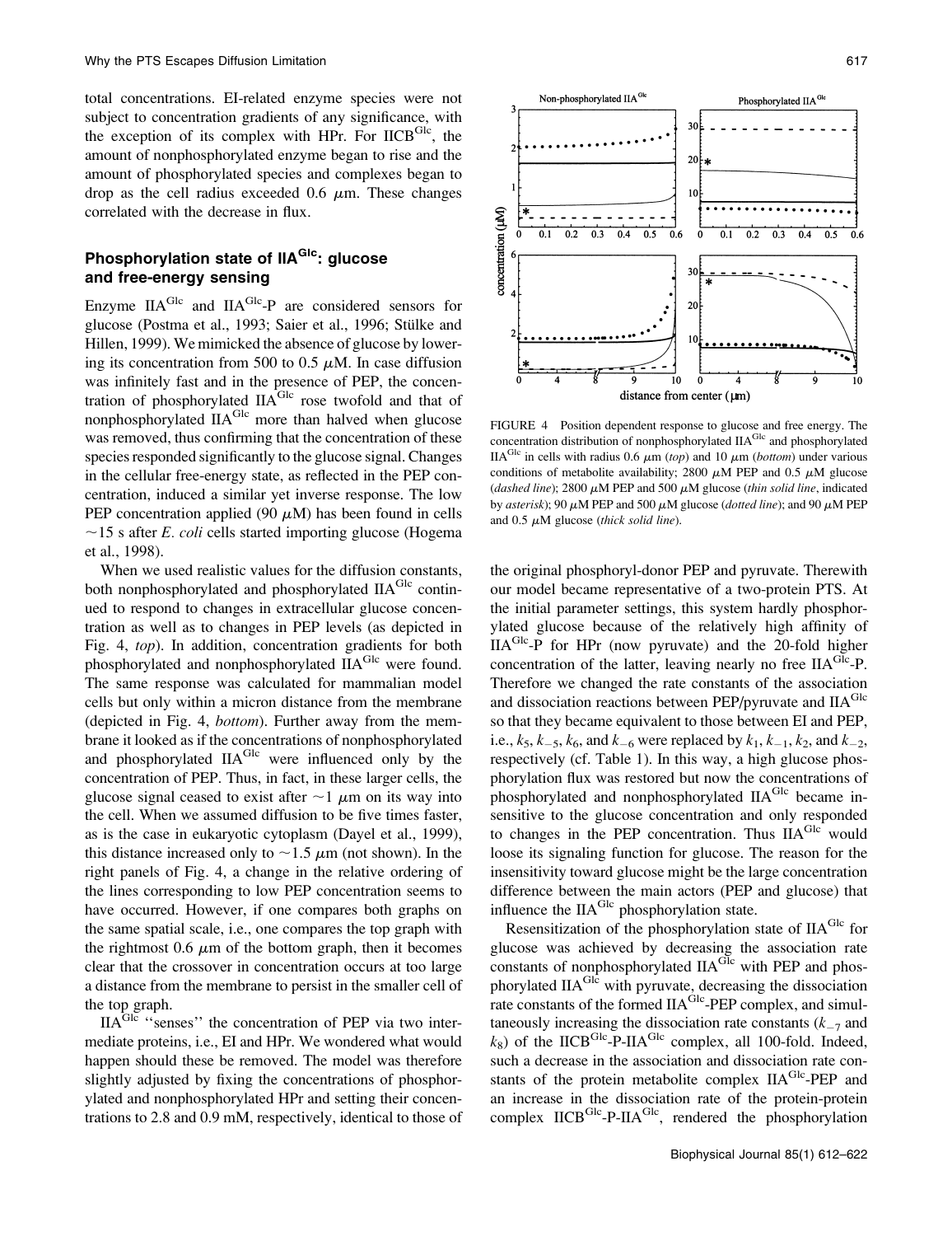total concentrations. EI-related enzyme species were not subject to concentration gradients of any significance, with the exception of its complex with HPr. For $IICB^{Glc}$, the amount of nonphosphorylated enzyme began to rise and the amount of phosphorylated species and complexes began to drop as the cell radius exceeded 0.6 $\mu$m. These changes correlated with the decrease in flux.

## Phosphorylation state of $IIA^{Glc}$: glucose and free-energy sensing

Enzyme $IIA^{Glc}$ and $IIA^{Glc}$-P are considered sensors for glucose (Postma et al., 1993; Saier et al., 1996; Stülke and Hillen, 1999). We mimicked the absence of glucose by lowering its concentration from 500 to 0.5 $\mu$M. In case diffusion was infinitely fast and in the presence of PEP, the concentration of phosphorylated $IIA^{Glc}$ rose twofold and that of nonphosphorylated $IIA^{Glc}$ more than halved when glucose was removed, thus confirming that the concentration of these species responded significantly to the glucose signal. Changes in the cellular free-energy state, as reflected in the PEP concentration, induced a similar yet inverse response. The low PEP concentration applied (90 $\mu$M) has been found in cells ~15 s after *E. coli* cells started importing glucose (Hogema et al., 1998).

When we used realistic values for the diffusion constants, both nonphosphorylated and phosphorylated $IIA^{Glc}$ continued to respond to changes in extracellular glucose concentration as well as to changes in PEP levels (as depicted in Fig. 4, *top*). In addition, concentration gradients for both phosphorylated and nonphosphorylated $IIA^{Glc}$ were found. The same response was calculated for mammalian model cells but only within a micron distance from the membrane (depicted in Fig. 4, *bottom*). Further away from the membrane it looked as if the concentrations of nonphosphorylated and phosphorylated $IIA^{Glc}$ were influenced only by the concentration of PEP. Thus, in fact, in these larger cells, the glucose signal ceased to exist after ~1 $\mu$m on its way into the cell. When we assumed diffusion to be five times faster, as is the case in eukaryotic cytoplasm (Dayel et al., 1999), this distance increased only to ~1.5 $\mu$m (not shown). In the right panels of Fig. 4, a change in the relative ordering of the lines corresponding to low PEP concentration seems to have occurred. However, if one compares both graphs on the same spatial scale, i.e., one compares the top graph with the rightmost 0.6 $\mu$m of the bottom graph, then it becomes clear that the crossover in concentration occurs at too large a distance from the membrane to persist in the smaller cell of the top graph.

$IIA^{Glc}$ "senses" the concentration of PEP via two intermediate proteins, i.e., EI and HPr. We wondered what would happen should these be removed. The model was therefore slightly adjusted by fixing the concentrations of phosphorylated and nonphosphorylated HPr and setting their concentrations to 2.8 and 0.9 mM, respectively, identical to those of the original phosphoryl-donor PEP and pyruvate. Therewith our model became representative of a two-protein PTS. At the initial parameter settings, this system hardly phosphorylated glucose because of the relatively high affinity of $IIA^{Glc}$-P for HPr (now pyruvate) and the 20-fold higher concentration of the latter, leaving nearly no free $IIA^{Glc}$-P. Therefore we changed the rate constants of the association and dissociation reactions between PEP/pyruvate and $IIA^{Glc}$ so that they became equivalent to those between EI and PEP, i.e., $k_5$, $k_{-5}$, $k_6$, and $k_{-6}$ were replaced by $k_1$, $k_{-1}$, $k_2$, and $k_{-2}$, respectively (cf. Table 1). In this way, a high glucose phosphorylation flux was restored but now the concentrations of phosphorylated and nonphosphorylated $IIA^{Glc}$ became insensitive to the glucose concentration and only responded to changes in the PEP concentration. Thus $IIA^{Glc}$ would loose its signaling function for glucose. The reason for the insensitivity toward glucose might be the large concentration difference between the main actors (PEP and glucose) that influence the $IIA^{Glc}$ phosphorylation state.

Resensitization of the phosphorylation state of $IIA^{Glc}$ for glucose was achieved by decreasing the association rate constants of nonphosphorylated $IIA^{Glc}$ with PEP and phosphorylated $IIA^{Glc}$ with pyruvate, decreasing the dissociation rate constants of the formed $IIA^{Glc}$-PEP complex, and simultaneously increasing the dissociation rate constants ($k_{-7}$ and $k_8$) of the $IICB^{Glc}$-P-$IIA^{Glc}$ complex, all 100-fold. Indeed, such a decrease in the association and dissociation rate constants of the protein metabolite complex $IIA^{Glc}$-PEP and an increase in the dissociation rate of the protein-protein complex $IICB^{Glc}$-P-$IIA^{Glc}$, rendered the phosphorylation

FIGURE 4 Position dependent response to glucose and free energy. The concentration distribution of nonphosphorylated $IIA^{Glc}$ and phosphorylated $IIA^{Glc}$ in cells with radius 0.6 $\mu$m (*top*) and 10 $\mu$m (*bottom*) under various conditions of metabolite availability; 2800 $\mu$M PEP and 0.5 $\mu$M glucose (*dashed line*); 2800 $\mu$M PEP and 500 $\mu$M glucose (*thin solid line*, indicated by *asterisk*); 90 $\mu$M PEP and 500 $\mu$M glucose (*dotted line*); and 90 $\mu$M PEP and 0.5 $\mu$M glucose (*thick solid line*).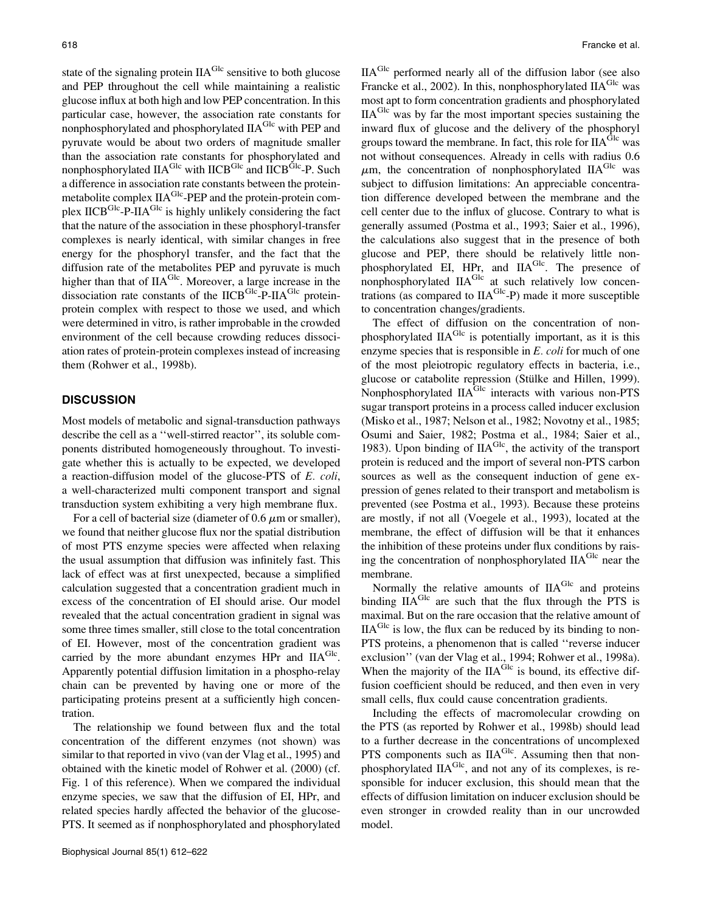state of the signaling protein $IIA^{Glc}$ sensitive to both glucose and PEP throughout the cell while maintaining a realistic glucose influx at both high and low PEP concentration. In this particular case, however, the association rate constants for nonphosphorylated and phosphorylated $IIA^{Glc}$ with PEP and pyruvate would be about two orders of magnitude smaller than the association rate constants for phosphorylated and nonphosphorylated $IIA^{Glc}$ with $IICB^{Glc}$ and $IICB^{Glc}$-P. Such a difference in association rate constants between the protein-metabolite complex $IIA^{Glc}$-PEP and the protein-protein complex $IICB^{Glc}$-P-$IIA^{Glc}$ is highly unlikely considering the fact that the nature of the association in these phosphoryl-transfer complexes is nearly identical, with similar changes in free energy for the phosphoryl transfer, and the fact that the diffusion rate of the metabolites PEP and pyruvate is much higher than that of $IIA^{Glc}$. Moreover, a large increase in the dissociation rate constants of the $IICB^{Glc}$-P-$IIA^{Glc}$ protein-protein complex with respect to those we used, and which were determined in vitro, is rather improbable in the crowded environment of the cell because crowding reduces dissociation rates of protein-protein complexes instead of increasing them (Rohwer et al., 1998b).

## DISCUSSION

Most models of metabolic and signal-transduction pathways describe the cell as a ''well-stirred reactor'', its soluble components distributed homogeneously throughout. To investigate whether this is actually to be expected, we developed a reaction-diffusion model of the glucose-PTS of *E. coli*, a well-characterized multi component transport and signal transduction system exhibiting a very high membrane flux.

For a cell of bacterial size (diameter of 0.6 $\mu$m or smaller), we found that neither glucose flux nor the spatial distribution of most PTS enzyme species were affected when relaxing the usual assumption that diffusion was infinitely fast. This lack of effect was at first unexpected, because a simplified calculation suggested that a concentration gradient much in excess of the concentration of EI should arise. Our model revealed that the actual concentration gradient in signal was some three times smaller, still close to the total concentration of EI. However, most of the concentration gradient was carried by the more abundant enzymes HPr and $IIA^{Glc}$. Apparently potential diffusion limitation in a phospho-relay chain can be prevented by having one or more of the participating proteins present at a sufficiently high concentration.

The relationship we found between flux and the total concentration of the different enzymes (not shown) was similar to that reported in vivo (van der Vlag et al., 1995) and obtained with the kinetic model of Rohwer et al. (2000) (cf. Fig. 1 of this reference). When we compared the individual enzyme species, we saw that the diffusion of EI, HPr, and related species hardly affected the behavior of the glucose-PTS. It seemed as if nonphosphorylated and phosphorylated $IIA^{Glc}$ performed nearly all of the diffusion labor (see also Francke et al., 2002). In this, nonphosphorylated $IIA^{Glc}$ was most apt to form concentration gradients and phosphorylated $IIA^{Glc}$ was by far the most important species sustaining the inward flux of glucose and the delivery of the phosphoryl groups toward the membrane. In fact, this role for $IIA^{Glc}$ was not without consequences. Already in cells with radius 0.6 $\mu$m, the concentration of nonphosphorylated $IIA^{Glc}$ was subject to diffusion limitations: An appreciable concentration difference developed between the membrane and the cell center due to the influx of glucose. Contrary to what is generally assumed (Postma et al., 1993; Saier et al., 1996), the calculations also suggest that in the presence of both glucose and PEP, there should be relatively little nonphosphorylated EI, HPr, and $IIA^{Glc}$. The presence of nonphosphorylated $IIA^{Glc}$ at such relatively low concentrations (as compared to $IIA^{Glc}$-P) made it more susceptible to concentration changes/gradients.

The effect of diffusion on the concentration of nonphosphorylated $IIA^{Glc}$ is potentially important, as it is this enzyme species that is responsible in *E. coli* for much of one of the most pleiotropic regulatory effects in bacteria, i.e., glucose or catabolite repression (Stülke and Hillen, 1999). Nonphosphorylated $IIA^{Glc}$ interacts with various non-PTS sugar transport proteins in a process called inducer exclusion (Misko et al., 1987; Nelson et al., 1982; Novotny et al., 1985; Osumi and Saier, 1982; Postma et al., 1984; Saier et al., 1983). Upon binding of $IIA^{Glc}$, the activity of the transport protein is reduced and the import of several non-PTS carbon sources as well as the consequent induction of gene expression of genes related to their transport and metabolism is prevented (see Postma et al., 1993). Because these proteins are mostly, if not all (Voegele et al., 1993), located at the membrane, the effect of diffusion will be that it enhances the inhibition of these proteins under flux conditions by raising the concentration of nonphosphorylated $IIA^{Glc}$ near the membrane.

Normally the relative amounts of $IIA^{Glc}$ and proteins binding $IIA^{Glc}$ are such that the flux through the PTS is maximal. But on the rare occasion that the relative amount of $IIA^{Glc}$ is low, the flux can be reduced by its binding to non-PTS proteins, a phenomenon that is called ''reverse inducer exclusion'' (van der Vlag et al., 1994; Rohwer et al., 1998a). When the majority of the $IIA^{Glc}$ is bound, its effective diffusion coefficient should be reduced, and then even in very small cells, flux could cause concentration gradients.

Including the effects of macromolecular crowding on the PTS (as reported by Rohwer et al., 1998b) should lead to a further decrease in the concentrations of uncomplexed PTS components such as $IIA^{Glc}$. Assuming then that nonphosphorylated $IIA^{Glc}$, and not any of its complexes, is responsible for inducer exclusion, this should mean that the effects of diffusion limitation on inducer exclusion should be even stronger in crowded reality than in our uncrowded model.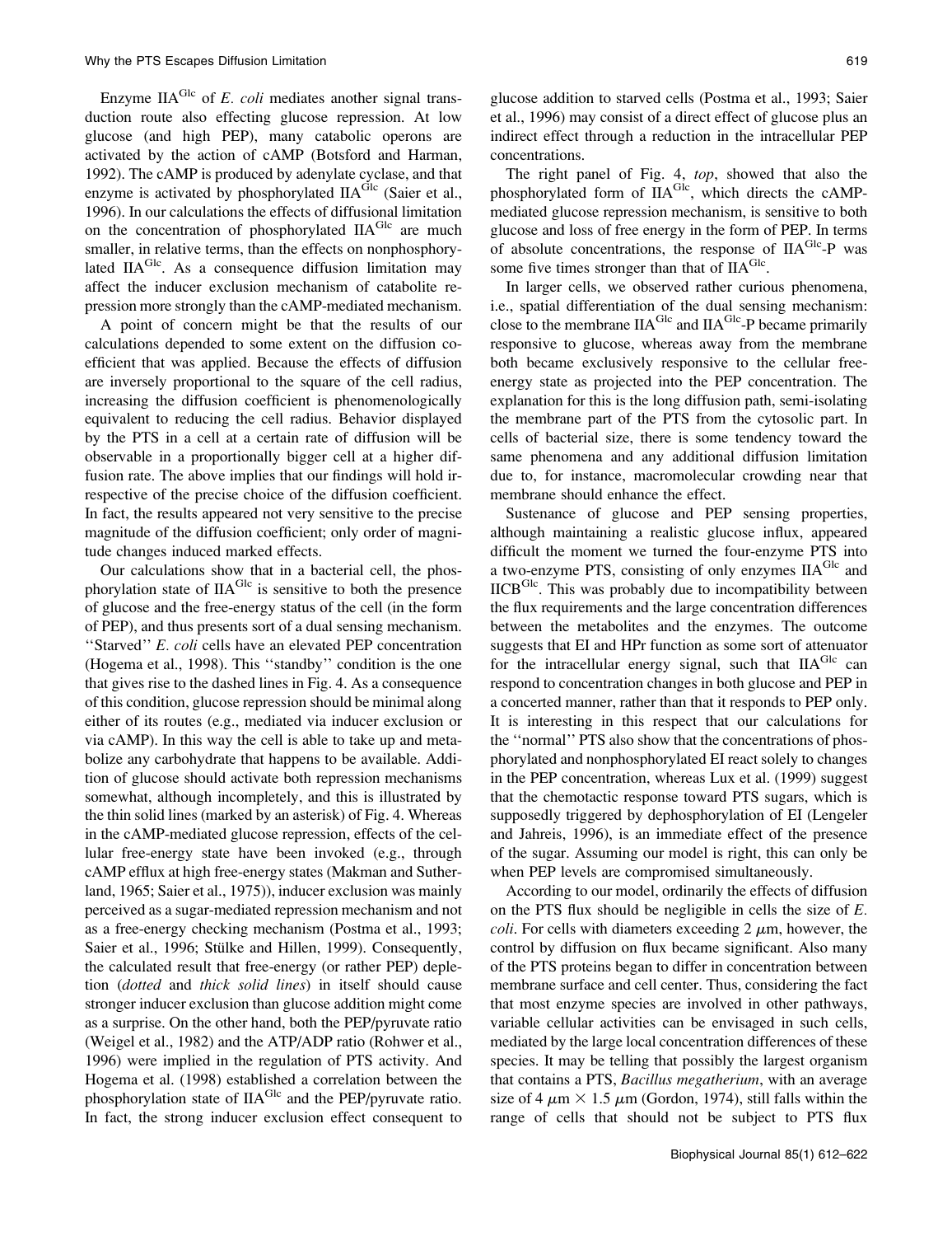Enzyme $IIA^{Glc}$ of *E. coli* mediates another signal transduction route also effecting glucose repression. At low glucose (and high PEP), many catabolic operons are activated by the action of cAMP (Botsford and Harman, 1992). The cAMP is produced by adenylate cyclase, and that enzyme is activated by phosphorylated $IIA^{Glc}$ (Saier et al., 1996). In our calculations the effects of diffusional limitation on the concentration of phosphorylated $IIA^{Glc}$ are much smaller, in relative terms, than the effects on nonphosphorylated $IIA^{Glc}$. As a consequence diffusion limitation may affect the inducer exclusion mechanism of catabolite repression more strongly than the cAMP-mediated mechanism.

A point of concern might be that the results of our calculations depended to some extent on the diffusion coefficient that was applied. Because the effects of diffusion are inversely proportional to the square of the cell radius, increasing the diffusion coefficient is phenomenologically equivalent to reducing the cell radius. Behavior displayed by the PTS in a cell at a certain rate of diffusion will be observable in a proportionally bigger cell at a higher diffusion rate. The above implies that our findings will hold irrespective of the precise choice of the diffusion coefficient. In fact, the results appeared not very sensitive to the precise magnitude of the diffusion coefficient; only order of magnitude changes induced marked effects.

Our calculations show that in a bacterial cell, the phosphorylation state of $IIA^{Glc}$ is sensitive to both the presence of glucose and the free-energy status of the cell (in the form of PEP), and thus presents sort of a dual sensing mechanism. ''Starved'' *E. coli* cells have an elevated PEP concentration (Hogema et al., 1998). This ''standby'' condition is the one that gives rise to the dashed lines in Fig. 4. As a consequence of this condition, glucose repression should be minimal along either of its routes (e.g., mediated via inducer exclusion or via cAMP). In this way the cell is able to take up and metabolize any carbohydrate that happens to be available. Addition of glucose should activate both repression mechanisms somewhat, although incompletely, and this is illustrated by the thin solid lines (marked by an asterisk) of Fig. 4. Whereas in the cAMP-mediated glucose repression, effects of the cellular free-energy state have been invoked (e.g., through cAMP efflux at high free-energy states (Makman and Sutherland, 1965; Saier et al., 1975)), inducer exclusion was mainly perceived as a sugar-mediated repression mechanism and not as a free-energy checking mechanism (Postma et al., 1993; Saier et al., 1996; Stülke and Hillen, 1999). Consequently, the calculated result that free-energy (or rather PEP) depletion (*dotted* and *thick solid lines*) in itself should cause stronger inducer exclusion than glucose addition might come as a surprise. On the other hand, both the PEP/pyruvate ratio (Weigel et al., 1982) and the ATP/ADP ratio (Rohwer et al., 1996) were implied in the regulation of PTS activity. And Hogema et al. (1998) established a correlation between the phosphorylation state of $IIA^{Glc}$ and the PEP/pyruvate ratio. In fact, the strong inducer exclusion effect consequent to glucose addition to starved cells (Postma et al., 1993; Saier et al., 1996) may consist of a direct effect of glucose plus an indirect effect through a reduction in the intracellular PEP concentrations.

The right panel of Fig. 4, *top*, showed that also the phosphorylated form of $IIA^{Glc}$, which directs the cAMP-mediated glucose repression mechanism, is sensitive to both glucose and loss of free energy in the form of PEP. In terms of absolute concentrations, the response of $IIA^{Glc}$-P was some five times stronger than that of $IIA^{Glc}$.

In larger cells, we observed rather curious phenomena, i.e., spatial differentiation of the dual sensing mechanism: close to the membrane $IIA^{Glc}$ and $IIA^{Glc}$-P became primarily responsive to glucose, whereas away from the membrane both became exclusively responsive to the cellular free-energy state as projected into the PEP concentration. The explanation for this is the long diffusion path, semi-isolating the membrane part of the PTS from the cytosolic part. In cells of bacterial size, there is some tendency toward the same phenomena and any additional diffusion limitation due to, for instance, macromolecular crowding near that membrane should enhance the effect.

Sustenance of glucose and PEP sensing properties, although maintaining a realistic glucose influx, appeared difficult the moment we turned the four-enzyme PTS into a two-enzyme PTS, consisting of only enzymes $IIA^{Glc}$ and $IICB^{Glc}$. This was probably due to incompatibility between the flux requirements and the large concentration differences between the metabolites and the enzymes. The outcome suggests that EI and HPr function as some sort of attenuator for the intracellular energy signal, such that $IIA^{Glc}$ can respond to concentration changes in both glucose and PEP in a concerted manner, rather than that it responds to PEP only. It is interesting in this respect that our calculations for the ''normal'' PTS also show that the concentrations of phosphorylated and nonphosphorylated EI react solely to changes in the PEP concentration, whereas Lux et al. (1999) suggest that the chemotactic response toward PTS sugars, which is supposedly triggered by dephosphorylation of EI (Lengeler and Jahreis, 1996), is an immediate effect of the presence of the sugar. Assuming our model is right, this can only be when PEP levels are compromised simultaneously.

According to our model, ordinarily the effects of diffusion on the PTS flux should be negligible in cells the size of *E. coli*. For cells with diameters exceeding 2 $\mu$m, however, the control by diffusion on flux became significant. Also many of the PTS proteins began to differ in concentration between membrane surface and cell center. Thus, considering the fact that most enzyme species are involved in other pathways, variable cellular activities can be envisaged in such cells, mediated by the large local concentration differences of these species. It may be telling that possibly the largest organism that contains a PTS, *Bacillus megatherium*, with an average size of 4 $\mu$m $\times$ 1.5 $\mu$m (Gordon, 1974), still falls within the range of cells that should not be subject to PTS flux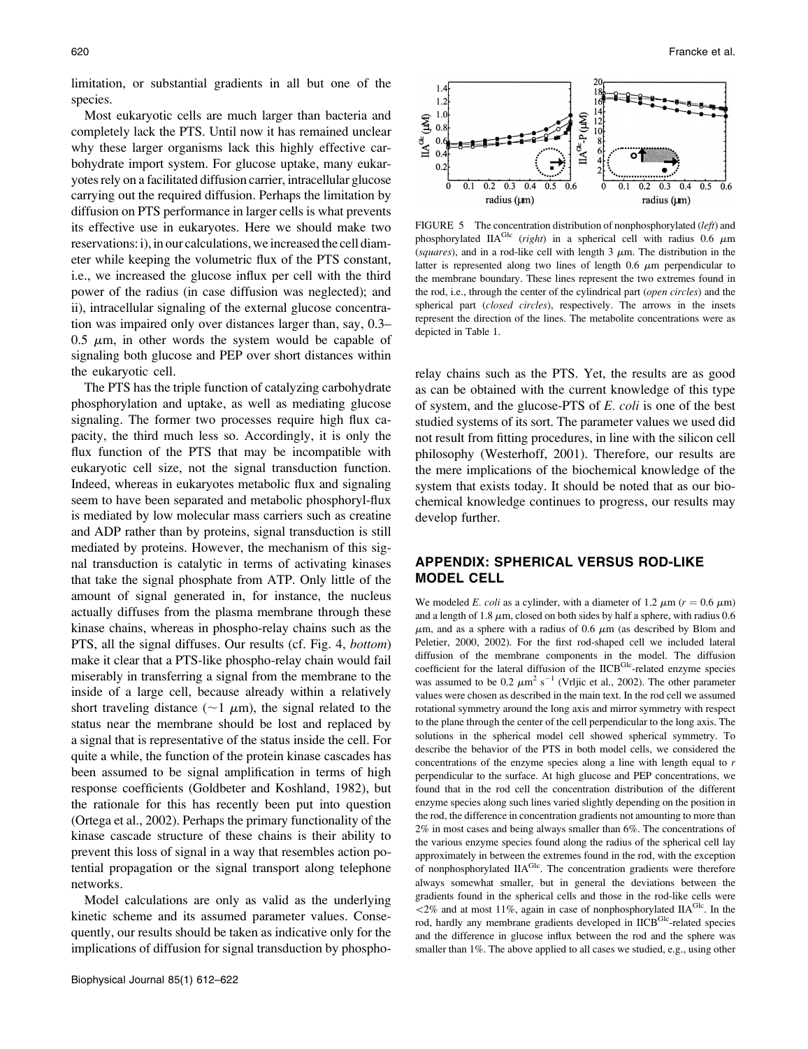limitation, or substantial gradients in all but one of the species.

Most eukaryotic cells are much larger than bacteria and completely lack the PTS. Until now it has remained unclear why these larger organisms lack this highly effective carbohydrate import system. For glucose uptake, many eukaryotes rely on a facilitated diffusion carrier, intracellular glucose carrying out the required diffusion. Perhaps the limitation by diffusion on PTS performance in larger cells is what prevents its effective use in eukaryotes. Here we should make two reservations: i), in our calculations, we increased the cell diameter while keeping the volumetric flux of the PTS constant, i.e., we increased the glucose influx per cell with the third power of the radius (in case diffusion was neglected); and ii), intracellular signaling of the external glucose concentration was impaired only over distances larger than, say, 0.3–0.5 $\mu$m, in other words the system would be capable of signaling both glucose and PEP over short distances within the eukaryotic cell.

The PTS has the triple function of catalyzing carbohydrate phosphorylation and uptake, as well as mediating glucose signaling. The former two processes require high flux capacity, the third much less so. Accordingly, it is only the flux function of the PTS that may be incompatible with eukaryotic cell size, not the signal transduction function. Indeed, whereas in eukaryotes metabolic flux and signaling seem to have been separated and metabolic phosphoryl-flux is mediated by low molecular mass carriers such as creatine and ADP rather than by proteins, signal transduction is still mediated by proteins. However, the mechanism of this signal transduction is catalytic in terms of activating kinases that take the signal phosphate from ATP. Only little of the amount of signal generated in, for instance, the nucleus actually diffuses from the plasma membrane through these kinase chains, whereas in phospho-relay chains such as the PTS, all the signal diffuses. Our results (cf. Fig. 4, *bottom*) make it clear that a PTS-like phospho-relay chain would fail miserably in transferring a signal from the membrane to the inside of a large cell, because already within a relatively short traveling distance (~1 $\mu$m), the signal related to the status near the membrane should be lost and replaced by a signal that is representative of the status inside the cell. For quite a while, the function of the protein kinase cascades has been assumed to be signal amplification in terms of high response coefficients (Goldbeter and Koshland, 1982), but the rationale for this has recently been put into question (Ortega et al., 2002). Perhaps the primary functionality of the kinase cascade structure of these chains is their ability to prevent this loss of signal in a way that resembles action potential propagation or the signal transport along telephone networks.

Model calculations are only as valid as the underlying kinetic scheme and its assumed parameter values. Consequently, our results should be taken as indicative only for the implications of diffusion for signal transduction by phospho-relay chains such as the PTS. Yet, the results are as good as can be obtained with the current knowledge of this type of system, and the glucose-PTS of *E. coli* is one of the best studied systems of its sort. The parameter values we used did not result from fitting procedures, in line with the silicon cell philosophy (Westerhoff, 2001). Therefore, our results are the mere implications of the biochemical knowledge of the system that exists today. It should be noted that as our biochemical knowledge continues to progress, our results may develop further.

1.4
1.2
1.0
0.8
0.6
0.4
0.2
$IIA^{Glc}$ ($\mu$M)
0 0.1 0.2 0.3 0.4 0.5 0.6
radius ($\mu$m)

20
18
16
14
12
10
8
6
4
2
$IIA^{Glc}$-P ($\mu$M)
0 0.1 0.2 0.3 0.4 0.5 0.6
radius ($\mu$m)

FIGURE 5 The concentration distribution of nonphosphorylated (*left*) and phosphorylated $IIA^{Glc}$ (*right*) in a spherical cell with radius 0.6 $\mu$m (*squares*), and in a rod-like cell with length 3 $\mu$m. The distribution in the latter is represented along two lines of length 0.6 $\mu$m perpendicular to the membrane boundary. These lines represent the two extremes found in the rod, i.e., through the center of the cylindrical part (*open circles*) and the spherical part (*closed circles*), respectively. The arrows in the insets represent the direction of the lines. The metabolite concentrations were as depicted in Table 1.

## APPENDIX: SPHERICAL VERSUS ROD-LIKE MODEL CELL

We modeled *E. coli* as a cylinder, with a diameter of 1.2 $\mu$m ($r = 0.6$ $\mu$m) and a length of 1.8 $\mu$m, closed on both sides by half a sphere, with radius 0.6 $\mu$m, and as a sphere with a radius of 0.6 $\mu$m (as described by Blom and Peletier, 2000, 2002). For the first rod-shaped cell we included lateral diffusion of the membrane components in the model. The diffusion coefficient for the lateral diffusion of the $IICB^{Glc}$-related enzyme species was assumed to be 0.2 $\mu m^2\ s^{-1}$ (Vrljic et al., 2002). The other parameter values were chosen as described in the main text. In the rod cell we assumed rotational symmetry around the long axis and mirror symmetry with respect to the plane through the center of the cell perpendicular to the long axis. The solutions in the spherical model cell showed spherical symmetry. To describe the behavior of the PTS in both model cells, we considered the concentrations of the enzyme species along a line with length equal to $r$ perpendicular to the surface. At high glucose and PEP concentrations, we found that in the rod cell the concentration distribution of the different enzyme species along such lines varied slightly depending on the position in the rod, the difference in concentration gradients not amounting to more than 2% in most cases and being always smaller than 6%. The concentrations of the various enzyme species found along the radius of the spherical cell lay approximately in between the extremes found in the rod, with the exception of nonphosphorylated $IIA^{Glc}$. The concentration gradients were therefore always somewhat smaller, but in general the deviations between the gradients found in the spherical cells and those in the rod-like cells were <2% and at most 11%, again in case of nonphosphorylated $IIA^{Glc}$. In the rod, hardly any membrane gradients developed in $IICB^{Glc}$-related species and the difference in glucose influx between the rod and the sphere was smaller than 1%. The above applied to all cases we studied, e.g., using other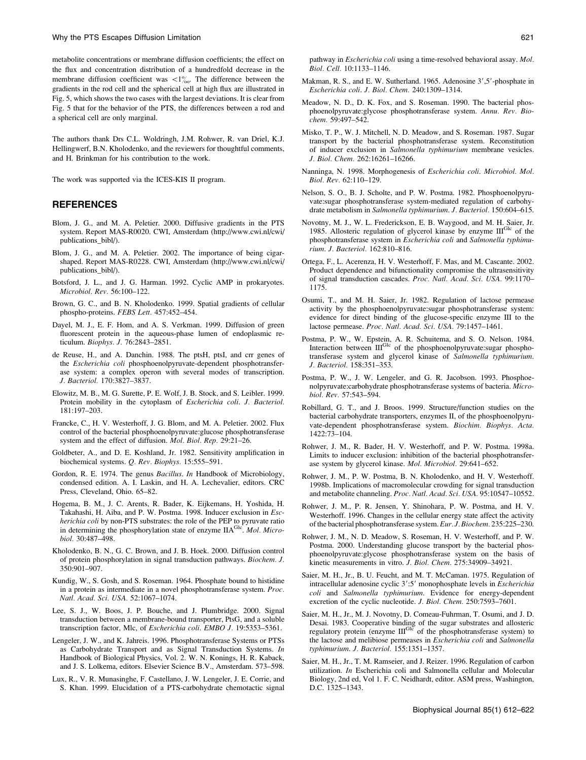metabolite concentrations or membrane diffusion coefficients; the effect on the flux and concentration distribution of a hundredfold decrease in the membrane diffusion coefficient was <1‰. The difference between the gradients in the rod cell and the spherical cell at high flux are illustrated in Fig. 5, which shows the two cases with the largest deviations. It is clear from Fig. 5 that for the behavior of the PTS, the differences between a rod and a spherical cell are only marginal.

The authors thank Drs C.L. Woldringh, J.M. Rohwer, R. van Driel, K.J. Hellingwerf, B.N. Kholodenko, and the reviewers for thoughtful comments, and H. Brinkman for his contribution to the work.

The work was supported via the ICES-KIS II program.

## REFERENCES

Blom, J. G., and M. A. Peletier. 2000. Diffusive gradients in the PTS system. Report MAS-R0020. CWI, Amsterdam (http://www.cwi.nl/cwi/publications_bibl/).

Blom, J. G., and M. A. Peletier. 2002. The importance of being cigar-shaped. Report MAS-R0228. CWI, Amsterdam (http://www.cwi.nl/cwi/publications_bibl/).

Botsford, J. L., and J. G. Harman. 1992. Cyclic AMP in prokaryotes. *Microbiol. Rev.* 56:100–122.

Brown, G. C., and B. N. Kholodenko. 1999. Spatial gradients of cellular phospho-proteins. *FEBS Lett.* 457:452–454.

Dayel, M. J., E. F. Hom, and A. S. Verkman. 1999. Diffusion of green fluorescent protein in the aqueous-phase lumen of endoplasmic reticulum. *Biophys. J.* 76:2843–2851.

de Reuse, H., and A. Danchin. 1988. The ptsH, ptsI, and crr genes of the *Escherichia coli* phosphoenolpyruvate-dependent phosphotransferase system: a complex operon with several modes of transcription. *J. Bacteriol.* 170:3827–3837.

Elowitz, M. B., M. G. Surette, P. E. Wolf, J. B. Stock, and S. Leibler. 1999. Protein mobility in the cytoplasm of *Escherichia coli*. *J. Bacteriol.* 181:197–203.

Francke, C., H. V. Westerhoff, J. G. Blom, and M. A. Peletier. 2002. Flux control of the bacterial phosphoenolpyruvate:glucose phosphotransferase system and the effect of diffusion. *Mol. Biol. Rep.* 29:21–26.

Goldbeter, A., and D. E. Koshland, Jr. 1982. Sensitivity amplification in biochemical systems. *Q. Rev. Biophys.* 15:555–591.

Gordon, R. E. 1974. The genus *Bacillus*. *In* Handbook of Microbiology, condensed edition. A. I. Laskin, and H. A. Lechevalier, editors. CRC Press, Cleveland, Ohio. 65–82.

Hogema, B. M., J. C. Arents, R. Bader, K. Eijkemans, H. Yoshida, H. Takahashi, H. Aiba, and P. W. Postma. 1998. Inducer exclusion in *Escherichia coli* by non-PTS substrates: the role of the PEP to pyruvate ratio in determining the phosphorylation state of enzyme $IIA^{Glc}$. *Mol. Microbiol.* 30:487–498.

Kholodenko, B. N., G. C. Brown, and J. B. Hoek. 2000. Diffusion control of protein phosphorylation in signal transduction pathways. *Biochem. J.* 350:901–907.

Kundig, W., S. Gosh, and S. Roseman. 1964. Phosphate bound to histidine in a protein as intermediate in a novel phosphotransferase system. *Proc. Natl. Acad. Sci. USA.* 52:1067–1074.

Lee, S. J., W. Boos, J. P. Bouche, and J. Plumbridge. 2000. Signal transduction between a membrane-bound transporter, PtsG, and a soluble transcription factor, Mlc, of *Escherichia coli*. *EMBO J.* 19:5353–5361.

Lengeler, J. W., and K. Jahreis. 1996. Phosphotransferase Systems or PTSs as Carbohydrate Transport and as Signal Transduction Systems. *In* Handbook of Biological Physics, Vol. 2. W. N. Konings, H. R. Kaback, and J. S. Lolkema, editors. Elsevier Science B.V., Amsterdam. 573–598.

Lux, R., V. R. Munasinghe, F. Castellano, J. W. Lengeler, J. E. Corrie, and S. Khan. 1999. Elucidation of a PTS-carbohydrate chemotactic signal pathway in *Escherichia coli* using a time-resolved behavioral assay. *Mol. Biol. Cell.* 10:1133–1146.

Makman, R. S., and E. W. Sutherland. 1965. Adenosine 3′,5′-phosphate in *Escherichia coli*. *J. Biol. Chem.* 240:1309–1314.

Meadow, N. D., D. K. Fox, and S. Roseman. 1990. The bacterial phosphoenolpyruvate:glycose phosphotransferase system. *Annu. Rev. Biochem.* 59:497–542.

Misko, T. P., W. J. Mitchell, N. D. Meadow, and S. Roseman. 1987. Sugar transport by the bacterial phosphotransferase system. Reconstitution of inducer exclusion in *Salmonella typhimurium* membrane vesicles. *J. Biol. Chem.* 262:16261–16266.

Nanninga, N. 1998. Morphogenesis of *Escherichia coli*. *Microbiol. Mol. Biol. Rev.* 62:110–129.

Nelson, S. O., B. J. Scholte, and P. W. Postma. 1982. Phosphoenolpyruvate:sugar phosphotransferase system-mediated regulation of carbohydrate metabolism in *Salmonella typhimurium*. *J. Bacteriol.* 150:604–615.

Novotny, M. J., W. L. Frederickson, E. B. Waygood, and M. H. Saier, Jr. 1985. Allosteric regulation of glycerol kinase by enzyme $III^{Glc}$ of the phosphotransferase system in *Escherichia coli* and *Salmonella typhimurium*. *J. Bacteriol.* 162:810–816.

Ortega, F., L. Acerenza, H. V. Westerhoff, F. Mas, and M. Cascante. 2002. Product dependence and bifunctionality compromise the ultrasensitivity of signal transduction cascades. *Proc. Natl. Acad. Sci. USA.* 99:1170–1175.

Osumi, T., and M. H. Saier, Jr. 1982. Regulation of lactose permease activity by the phosphoenolpyruvate:sugar phosphotransferase system: evidence for direct binding of the glucose-specific enzyme III to the lactose permease. *Proc. Natl. Acad. Sci. USA.* 79:1457–1461.

Postma, P. W., W. Epstein, A. R. Schuitema, and S. O. Nelson. 1984. Interaction between $III^{Glc}$ of the phosphoenolpyruvate:sugar phosphotransferase system and glycerol kinase of *Salmonella typhimurium*. *J. Bacteriol.* 158:351–353.

Postma, P. W., J. W. Lengeler, and G. R. Jacobson. 1993. Phosphoenolpyruvate:carbohydrate phosphotransferase systems of bacteria. *Microbiol. Rev.* 57:543–594.

Robillard, G. T., and J. Broos. 1999. Structure/function studies on the bacterial carbohydrate transporters, enzymes II, of the phosphoenolpyruvate-dependent phosphotransferase system. *Biochim. Biophys. Acta.* 1422:73–104.

Rohwer, J. M., R. Bader, H. V. Westerhoff, and P. W. Postma. 1998a. Limits to inducer exclusion: inhibition of the bacterial phosphotransferase system by glycerol kinase. *Mol. Microbiol.* 29:641–652.

Rohwer, J. M., P. W. Postma, B. N. Kholodenko, and H. V. Westerhoff. 1998b. Implications of macromolecular crowding for signal transduction and metabolite channeling. *Proc. Natl. Acad. Sci. USA.* 95:10547–10552.

Rohwer, J. M., P. R. Jensen, Y. Shinohara, P. W. Postma, and H. V. Westerhoff. 1996. Changes in the cellular energy state affect the activity of the bacterial phosphotransferase system. *Eur. J. Biochem.* 235:225–230.

Rohwer, J. M., N. D. Meadow, S. Roseman, H. V. Westerhoff, and P. W. Postma. 2000. Understanding glucose transport by the bacterial phosphoenolpyruvate:glycose phosphotransferase system on the basis of kinetic measurements in vitro. *J. Biol. Chem.* 275:34909–34921.

Saier, M. H., Jr., B. U. Feucht, and M. T. McCaman. 1975. Regulation of intracellular adenosine cyclic 3′:5′ monophosphate levels in *Escherichia coli* and *Salmonella typhimurium*. Evidence for energy-dependent excretion of the cyclic nucleotide. *J. Biol. Chem.* 250:7593–7601.

Saier, M. H., Jr., M. J. Novotny, D. Comeau-Fuhrman, T. Osumi, and J. D. Desai. 1983. Cooperative binding of the sugar substrates and allosteric regulatory protein (enzyme $III^{Glc}$ of the phosphotransferase system) to the lactose and melibiose permeases in *Escherichia coli* and *Salmonella typhimurium*. *J. Bacteriol.* 155:1351–1357.

Saier, M. H., Jr., T. M. Ramseier, and J. Reizer. 1996. Regulation of carbon utilization. *In* Escherichia coli and Salmonella cellular and Molecular Biology, 2nd ed, Vol 1 F. C. Neidhardt, editor. ASM press, Washington, D.C. 1325–1343.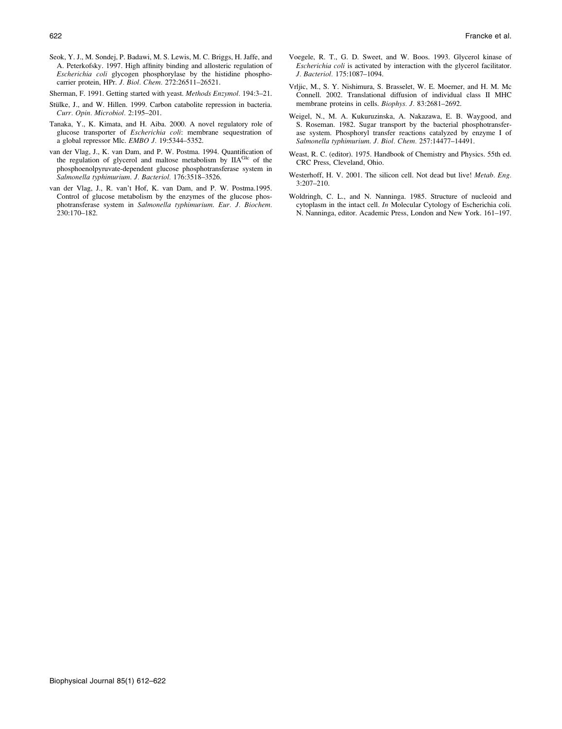Seok, Y. J., M. Sondej, P. Badawi, M. S. Lewis, M. C. Briggs, H. Jaffe, and A. Peterkofsky. 1997. High affinity binding and allosteric regulation of *Escherichia coli* glycogen phosphorylase by the histidine phosphocarrier protein, HPr. *J. Biol. Chem.* 272:26511–26521.

Sherman, F. 1991. Getting started with yeast. *Methods Enzymol.* 194:3–21.

Stülke, J., and W. Hillen. 1999. Carbon catabolite repression in bacteria. *Curr. Opin. Microbiol.* 2:195–201.

Tanaka, Y., K. Kimata, and H. Aiba. 2000. A novel regulatory role of glucose transporter of *Escherichia coli*: membrane sequestration of a global repressor Mlc. *EMBO J.* 19:5344–5352.

van der Vlag, J., K. van Dam, and P. W. Postma. 1994. Quantification of the regulation of glycerol and maltose metabolism by $IIA^{Glc}$ of the phosphoenolpyruvate-dependent glucose phosphotransferase system in *Salmonella typhimurium*. *J. Bacteriol.* 176:3518–3526.

van der Vlag, J., R. van't Hof, K. van Dam, and P. W. Postma.1995. Control of glucose metabolism by the enzymes of the glucose phosphotransferase system in *Salmonella typhimurium*. *Eur. J. Biochem.* 230:170–182.

Voegele, R. T., G. D. Sweet, and W. Boos. 1993. Glycerol kinase of *Escherichia coli* is activated by interaction with the glycerol facilitator. *J. Bacteriol.* 175:1087–1094.

Vrljic, M., S. Y. Nishimura, S. Brasselet, W. E. Moerner, and H. M. Mc Connell. 2002. Translational diffusion of individual class II MHC membrane proteins in cells. *Biophys. J.* 83:2681–2692.

Weigel, N., M. A. Kukuruzinska, A. Nakazawa, E. B. Waygood, and S. Roseman. 1982. Sugar transport by the bacterial phosphotransferase system. Phosphoryl transfer reactions catalyzed by enzyme I of *Salmonella typhimurium*. *J. Biol. Chem.* 257:14477–14491.

Weast, R. C. (editor). 1975. Handbook of Chemistry and Physics. 55th ed. CRC Press, Cleveland, Ohio.

Westerhoff, H. V. 2001. The silicon cell. Not dead but live! *Metab. Eng.* 3:207–210.

Woldringh, C. L., and N. Nanninga. 1985. Structure of nucleoid and cytoplasm in the intact cell. *In* Molecular Cytology of Escherichia coli. N. Nanninga, editor. Academic Press, London and New York. 161–197.